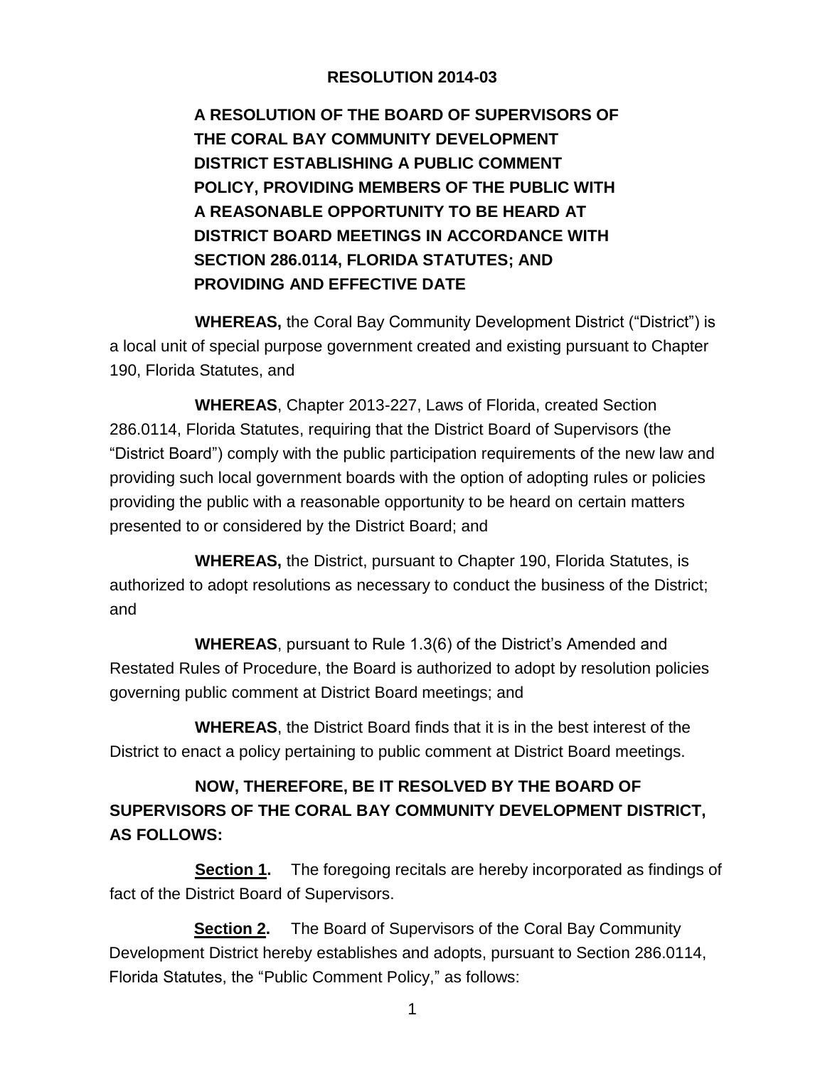# RESOLUTION 2014-03

**A RESOLUTION OF THE BOARD OF SUPERVISORS OF THE CORAL BAY COMMUNITY DEVELOPMENT DISTRICT ESTABLISHING A PUBLIC COMMENT POLICY, PROVIDING MEMBERS OF THE PUBLIC WITH A REASONABLE OPPORTUNITY TO BE HEARD AT DISTRICT BOARD MEETINGS IN ACCORDANCE WITH SECTION 286.0114, FLORIDA STATUTES; AND PROVIDING AND EFFECTIVE DATE**

**WHEREAS,** the Coral Bay Community Development District ("District") is a local unit of special purpose government created and existing pursuant to Chapter 190, Florida Statutes, and

**WHEREAS**, Chapter 2013-227, Laws of Florida, created Section 286.0114, Florida Statutes, requiring that the District Board of Supervisors (the "District Board") comply with the public participation requirements of the new law and providing such local government boards with the option of adopting rules or policies providing the public with a reasonable opportunity to be heard on certain matters presented to or considered by the District Board; and

**WHEREAS,** the District, pursuant to Chapter 190, Florida Statutes, is authorized to adopt resolutions as necessary to conduct the business of the District; and

**WHEREAS**, pursuant to Rule 1.3(6) of the District's Amended and Restated Rules of Procedure, the Board is authorized to adopt by resolution policies governing public comment at District Board meetings; and

**WHEREAS**, the District Board finds that it is in the best interest of the District to enact a policy pertaining to public comment at District Board meetings.

**NOW, THEREFORE, BE IT RESOLVED BY THE BOARD OF SUPERVISORS OF THE CORAL BAY COMMUNITY DEVELOPMENT DISTRICT, AS FOLLOWS:**

**Section 1.** The foregoing recitals are hereby incorporated as findings of fact of the District Board of Supervisors.

**Section 2.** The Board of Supervisors of the Coral Bay Community Development District hereby establishes and adopts, pursuant to Section 286.0114, Florida Statutes, the "Public Comment Policy," as follows: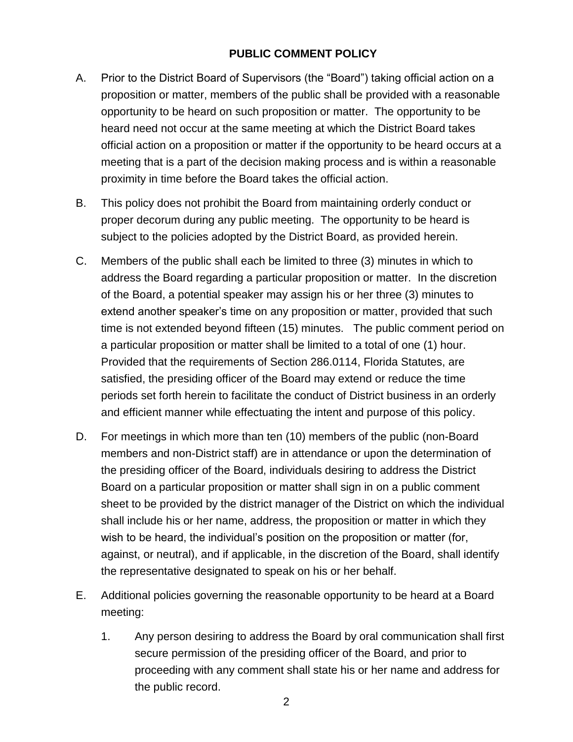# PUBLIC COMMENT POLICY

A. Prior to the District Board of Supervisors (the "Board") taking official action on a proposition or matter, members of the public shall be provided with a reasonable opportunity to be heard on such proposition or matter. The opportunity to be heard need not occur at the same meeting at which the District Board takes official action on a proposition or matter if the opportunity to be heard occurs at a meeting that is a part of the decision making process and is within a reasonable proximity in time before the Board takes the official action.

B. This policy does not prohibit the Board from maintaining orderly conduct or proper decorum during any public meeting. The opportunity to be heard is subject to the policies adopted by the District Board, as provided herein.

C. Members of the public shall each be limited to three (3) minutes in which to address the Board regarding a particular proposition or matter. In the discretion of the Board, a potential speaker may assign his or her three (3) minutes to extend another speaker's time on any proposition or matter, provided that such time is not extended beyond fifteen (15) minutes. The public comment period on a particular proposition or matter shall be limited to a total of one (1) hour. Provided that the requirements of Section 286.0114, Florida Statutes, are satisfied, the presiding officer of the Board may extend or reduce the time periods set forth herein to facilitate the conduct of District business in an orderly and efficient manner while effectuating the intent and purpose of this policy.

D. For meetings in which more than ten (10) members of the public (non-Board members and non-District staff) are in attendance or upon the determination of the presiding officer of the Board, individuals desiring to address the District Board on a particular proposition or matter shall sign in on a public comment sheet to be provided by the district manager of the District on which the individual shall include his or her name, address, the proposition or matter in which they wish to be heard, the individual's position on the proposition or matter (for, against, or neutral), and if applicable, in the discretion of the Board, shall identify the representative designated to speak on his or her behalf.

E. Additional policies governing the reasonable opportunity to be heard at a Board meeting:

   1. Any person desiring to address the Board by oral communication shall first secure permission of the presiding officer of the Board, and prior to proceeding with any comment shall state his or her name and address for the public record.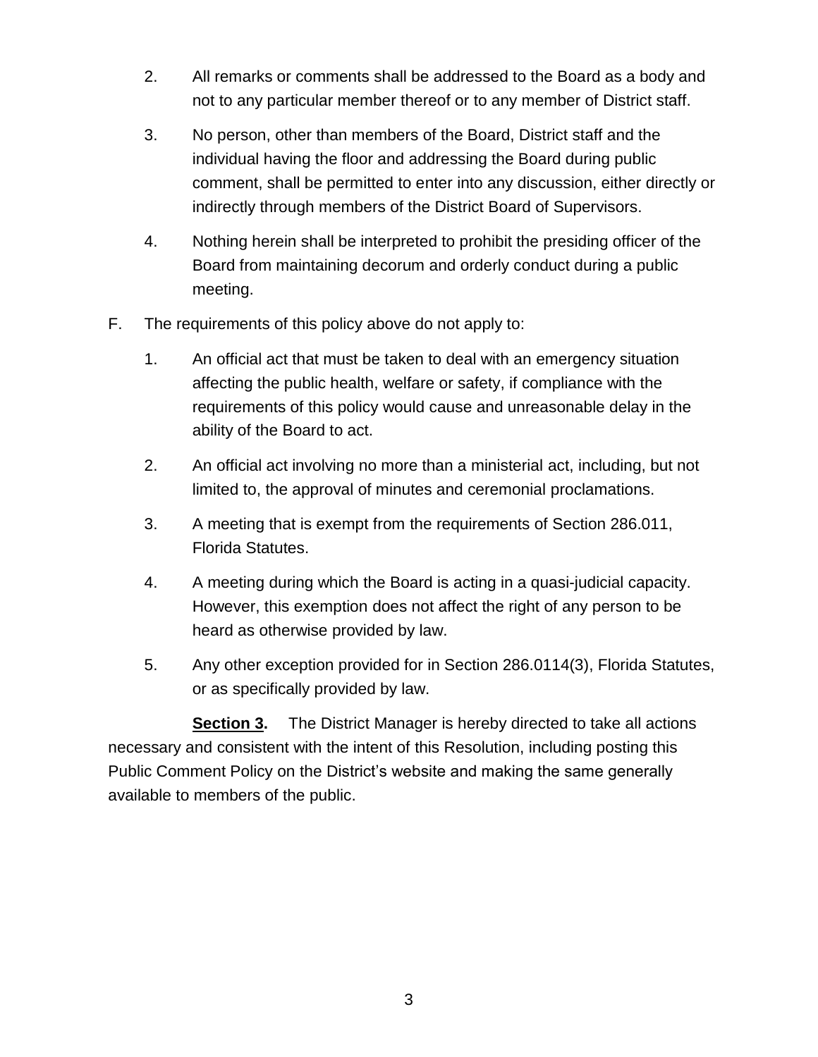2. All remarks or comments shall be addressed to the Board as a body and not to any particular member thereof or to any member of District staff.

3. No person, other than members of the Board, District staff and the individual having the floor and addressing the Board during public comment, shall be permitted to enter into any discussion, either directly or indirectly through members of the District Board of Supervisors.

4. Nothing herein shall be interpreted to prohibit the presiding officer of the Board from maintaining decorum and orderly conduct during a public meeting.

F. The requirements of this policy above do not apply to:

1. An official act that must be taken to deal with an emergency situation affecting the public health, welfare or safety, if compliance with the requirements of this policy would cause and unreasonable delay in the ability of the Board to act.

2. An official act involving no more than a ministerial act, including, but not limited to, the approval of minutes and ceremonial proclamations.

3. A meeting that is exempt from the requirements of Section 286.011, Florida Statutes.

4. A meeting during which the Board is acting in a quasi-judicial capacity. However, this exemption does not affect the right of any person to be heard as otherwise provided by law.

5. Any other exception provided for in Section 286.0114(3), Florida Statutes, or as specifically provided by law.

**Section 3.** The District Manager is hereby directed to take all actions necessary and consistent with the intent of this Resolution, including posting this Public Comment Policy on the District's website and making the same generally available to members of the public.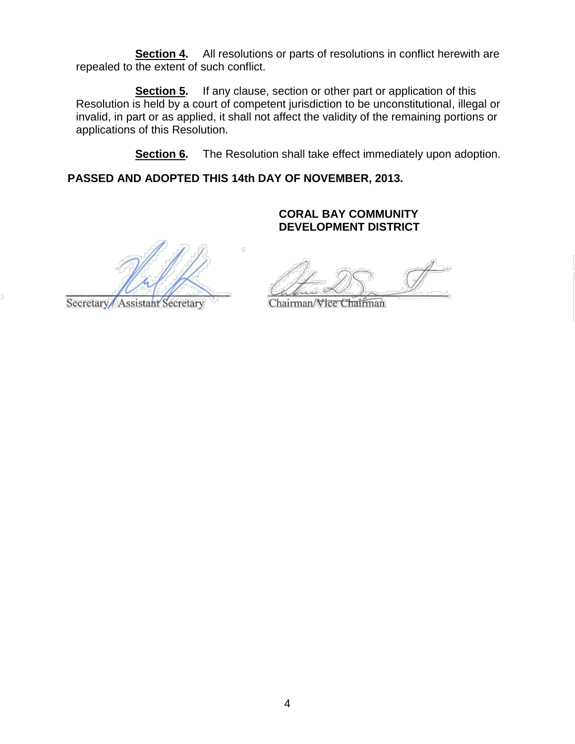**Section 4.** All resolutions or parts of resolutions in conflict herewith are repealed to the extent of such conflict.

**Section 5.** If any clause, section or other part or application of this Resolution is held by a court of competent jurisdiction to be unconstitutional, illegal or invalid, in part or as applied, it shall not affect the validity of the remaining portions or applications of this Resolution.

**Section 6.** The Resolution shall take effect immediately upon adoption.

**PASSED AND ADOPTED THIS 14th DAY OF NOVEMBER, 2013.**

**CORAL BAY COMMUNITY DEVELOPMENT DISTRICT**

Secretary / Assistant Secretary

Chairman/Vice Chairman